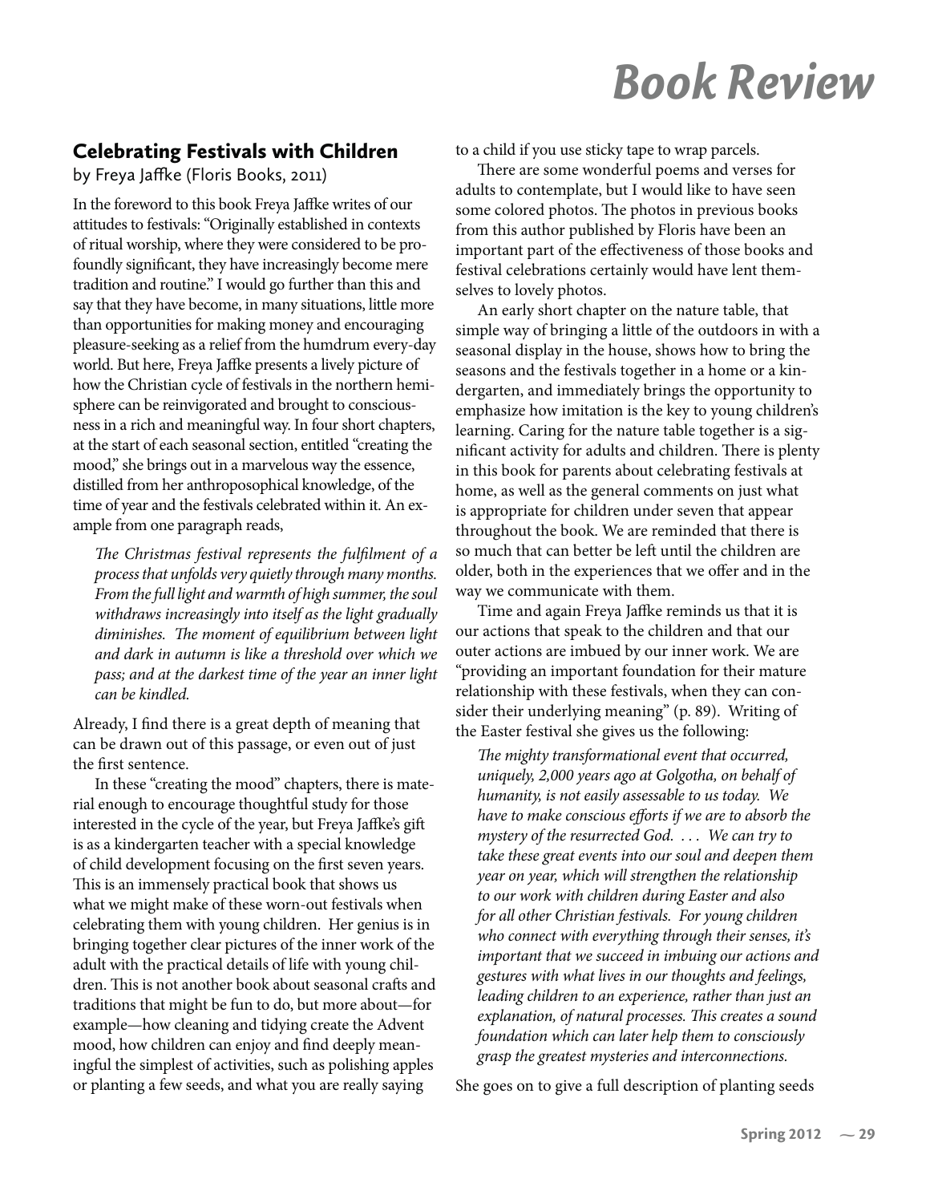# Book Review

## Celebrating Festivals with Children

by Freya Jaffke (Floris Books, 2011)

In the foreword to this book Freya Jaffke writes of our attitudes to festivals: "Originally established in contexts of ritual worship, where they were considered to be profoundly significant, they have increasingly become mere tradition and routine." I would go further than this and say that they have become, in many situations, little more than opportunities for making money and encouraging pleasure-seeking as a relief from the humdrum every-day world. But here, Freya Jaffke presents a lively picture of how the Christian cycle of festivals in the northern hemisphere can be reinvigorated and brought to consciousness in a rich and meaningful way. In four short chapters, at the start of each seasonal section, entitled "creating the mood," she brings out in a marvelous way the essence, distilled from her anthroposophical knowledge, of the time of year and the festivals celebrated within it. An example from one paragraph reads,

> *The Christmas festival represents the fulfilment of a process that unfolds very quietly through many months. From the full light and warmth of high summer, the soul withdraws increasingly into itself as the light gradually diminishes. The moment of equilibrium between light and dark in autumn is like a threshold over which we pass; and at the darkest time of the year an inner light can be kindled.*

Already, I find there is a great depth of meaning that can be drawn out of this passage, or even out of just the first sentence.

In these "creating the mood" chapters, there is material enough to encourage thoughtful study for those interested in the cycle of the year, but Freya Jaffke's gift is as a kindergarten teacher with a special knowledge of child development focusing on the first seven years. This is an immensely practical book that shows us what we might make of these worn-out festivals when celebrating them with young children. Her genius is in bringing together clear pictures of the inner work of the adult with the practical details of life with young children. This is not another book about seasonal crafts and traditions that might be fun to do, but more about—for example—how cleaning and tidying create the Advent mood, how children can enjoy and find deeply meaningful the simplest of activities, such as polishing apples or planting a few seeds, and what you are really saying to a child if you use sticky tape to wrap parcels.

There are some wonderful poems and verses for adults to contemplate, but I would like to have seen some colored photos. The photos in previous books from this author published by Floris have been an important part of the effectiveness of those books and festival celebrations certainly would have lent themselves to lovely photos.

An early short chapter on the nature table, that simple way of bringing a little of the outdoors in with a seasonal display in the house, shows how to bring the seasons and the festivals together in a home or a kindergarten, and immediately brings the opportunity to emphasize how imitation is the key to young children's learning. Caring for the nature table together is a significant activity for adults and children. There is plenty in this book for parents about celebrating festivals at home, as well as the general comments on just what is appropriate for children under seven that appear throughout the book. We are reminded that there is so much that can better be left until the children are older, both in the experiences that we offer and in the way we communicate with them.

Time and again Freya Jaffke reminds us that it is our actions that speak to the children and that our outer actions are imbued by our inner work. We are "providing an important foundation for their mature relationship with these festivals, when they can consider their underlying meaning" (p. 89). Writing of the Easter festival she gives us the following:

> *The mighty transformational event that occurred, uniquely, 2,000 years ago at Golgotha, on behalf of humanity, is not easily assessable to us today. We have to make conscious efforts if we are to absorb the mystery of the resurrected God. . . . We can try to take these great events into our soul and deepen them year on year, which will strengthen the relationship to our work with children during Easter and also for all other Christian festivals. For young children who connect with everything through their senses, it's important that we succeed in imbuing our actions and gestures with what lives in our thoughts and feelings, leading children to an experience, rather than just an explanation, of natural processes. This creates a sound foundation which can later help them to consciously grasp the greatest mysteries and interconnections.*

She goes on to give a full description of planting seeds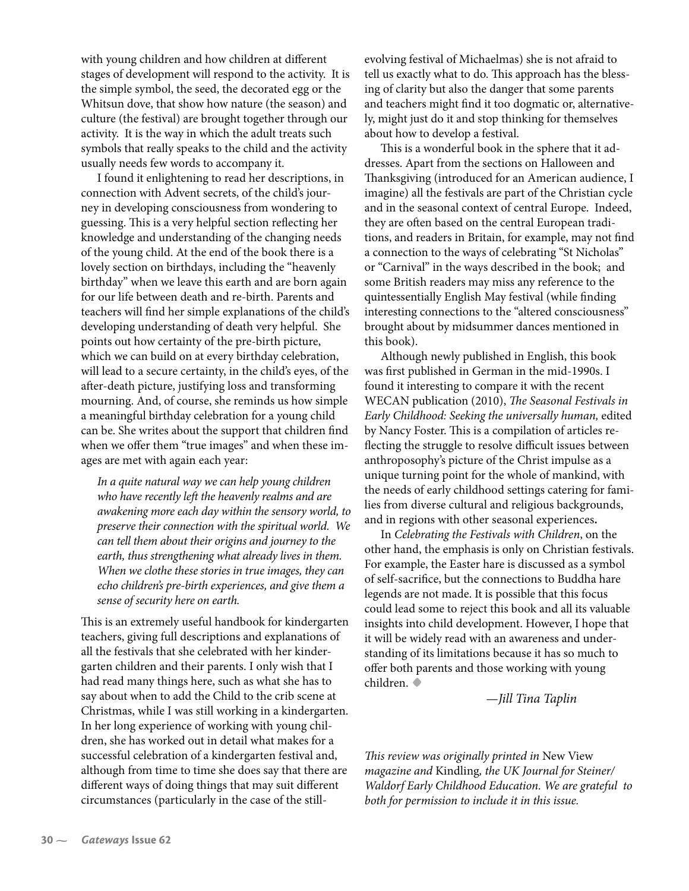with young children and how children at different stages of development will respond to the activity. It is the simple symbol, the seed, the decorated egg or the Whitsun dove, that show how nature (the season) and culture (the festival) are brought together through our activity. It is the way in which the adult treats such symbols that really speaks to the child and the activity usually needs few words to accompany it.

I found it enlightening to read her descriptions, in connection with Advent secrets, of the child's journey in developing consciousness from wondering to guessing. This is a very helpful section reflecting her knowledge and understanding of the changing needs of the young child. At the end of the book there is a lovely section on birthdays, including the "heavenly birthday" when we leave this earth and are born again for our life between death and re-birth. Parents and teachers will find her simple explanations of the child's developing understanding of death very helpful. She points out how certainty of the pre-birth picture, which we can build on at every birthday celebration, will lead to a secure certainty, in the child's eyes, of the after-death picture, justifying loss and transforming mourning. And, of course, she reminds us how simple a meaningful birthday celebration for a young child can be. She writes about the support that children find when we offer them "true images" and when these images are met with again each year:

> *In a quite natural way we can help young children who have recently left the heavenly realms and are awakening more each day within the sensory world, to preserve their connection with the spiritual world. We can tell them about their origins and journey to the earth, thus strengthening what already lives in them. When we clothe these stories in true images, they can echo children's pre-birth experiences, and give them a sense of security here on earth.*

This is an extremely useful handbook for kindergarten teachers, giving full descriptions and explanations of all the festivals that she celebrated with her kindergarten children and their parents. I only wish that I had read many things here, such as what she has to say about when to add the Child to the crib scene at Christmas, while I was still working in a kindergarten. In her long experience of working with young children, she has worked out in detail what makes for a successful celebration of a kindergarten festival and, although from time to time she does say that there are different ways of doing things that may suit different circumstances (particularly in the case of the still-evolving festival of Michaelmas) she is not afraid to tell us exactly what to do. This approach has the blessing of clarity but also the danger that some parents and teachers might find it too dogmatic or, alternatively, might just do it and stop thinking for themselves about how to develop a festival.

This is a wonderful book in the sphere that it addresses. Apart from the sections on Halloween and Thanksgiving (introduced for an American audience, I imagine) all the festivals are part of the Christian cycle and in the seasonal context of central Europe. Indeed, they are often based on the central European traditions, and readers in Britain, for example, may not find a connection to the ways of celebrating "St Nicholas" or "Carnival" in the ways described in the book; and some British readers may miss any reference to the quintessentially English May festival (while finding interesting connections to the "altered consciousness" brought about by midsummer dances mentioned in this book).

Although newly published in English, this book was first published in German in the mid-1990s. I found it interesting to compare it with the recent WECAN publication (2010), *The Seasonal Festivals in Early Childhood: Seeking the universally human,* edited by Nancy Foster. This is a compilation of articles reflecting the struggle to resolve difficult issues between anthroposophy's picture of the Christ impulse as a unique turning point for the whole of mankind, with the needs of early childhood settings catering for families from diverse cultural and religious backgrounds, and in regions with other seasonal experiences.

In *Celebrating the Festivals with Children*, on the other hand, the emphasis is only on Christian festivals. For example, the Easter hare is discussed as a symbol of self-sacrifice, but the connections to Buddha hare legends are not made. It is possible that this focus could lead some to reject this book and all its valuable insights into child development. However, I hope that it will be widely read with an awareness and understanding of its limitations because it has so much to offer both parents and those working with young children. ◆

*—Jill Tina Taplin*

*This review was originally printed in* New View *magazine and* Kindling*, the UK Journal for Steiner/ Waldorf Early Childhood Education. We are grateful to both for permission to include it in this issue.*